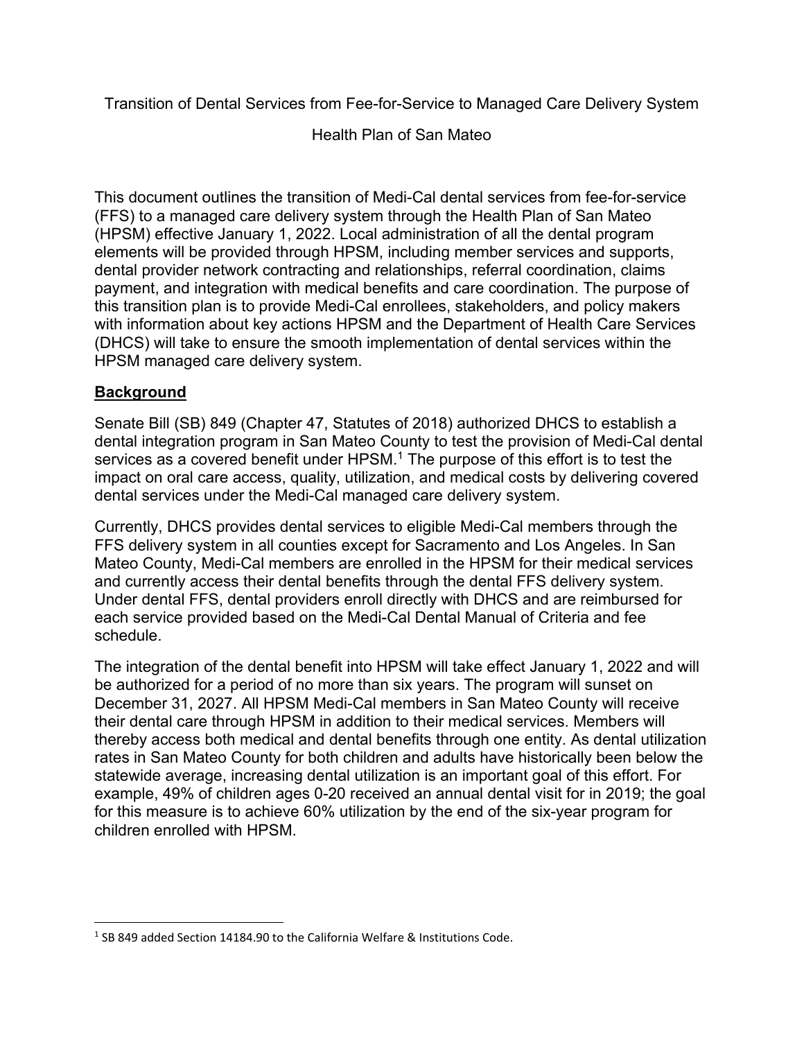# Transition of Dental Services from Fee-for-Service to Managed Care Delivery System

## Health Plan of San Mateo

This document outlines the transition of Medi-Cal dental services from fee-for-service (FFS) to a managed care delivery system through the Health Plan of San Mateo (HPSM) effective January 1, 2022. Local administration of all the dental program elements will be provided through HPSM, including member services and supports, dental provider network contracting and relationships, referral coordination, claims payment, and integration with medical benefits and care coordination. The purpose of this transition plan is to provide Medi-Cal enrollees, stakeholders, and policy makers with information about key actions HPSM and the Department of Health Care Services (DHCS) will take to ensure the smooth implementation of dental services within the HPSM managed care delivery system.

## Background

Senate Bill (SB) 849 (Chapter 47, Statutes of 2018) authorized DHCS to establish a dental integration program in San Mateo County to test the provision of Medi-Cal dental services as a covered benefit under HPSM.[1] The purpose of this effort is to test the impact on oral care access, quality, utilization, and medical costs by delivering covered dental services under the Medi-Cal managed care delivery system.

Currently, DHCS provides dental services to eligible Medi-Cal members through the FFS delivery system in all counties except for Sacramento and Los Angeles. In San Mateo County, Medi-Cal members are enrolled in the HPSM for their medical services and currently access their dental benefits through the dental FFS delivery system. Under dental FFS, dental providers enroll directly with DHCS and are reimbursed for each service provided based on the Medi-Cal Dental Manual of Criteria and fee schedule.

The integration of the dental benefit into HPSM will take effect January 1, 2022 and will be authorized for a period of no more than six years. The program will sunset on December 31, 2027. All HPSM Medi-Cal members in San Mateo County will receive their dental care through HPSM in addition to their medical services. Members will thereby access both medical and dental benefits through one entity. As dental utilization rates in San Mateo County for both children and adults have historically been below the statewide average, increasing dental utilization is an important goal of this effort. For example, 49% of children ages 0-20 received an annual dental visit for in 2019; the goal for this measure is to achieve 60% utilization by the end of the six-year program for children enrolled with HPSM.

---

[1] SB 849 added Section 14184.90 to the California Welfare & Institutions Code.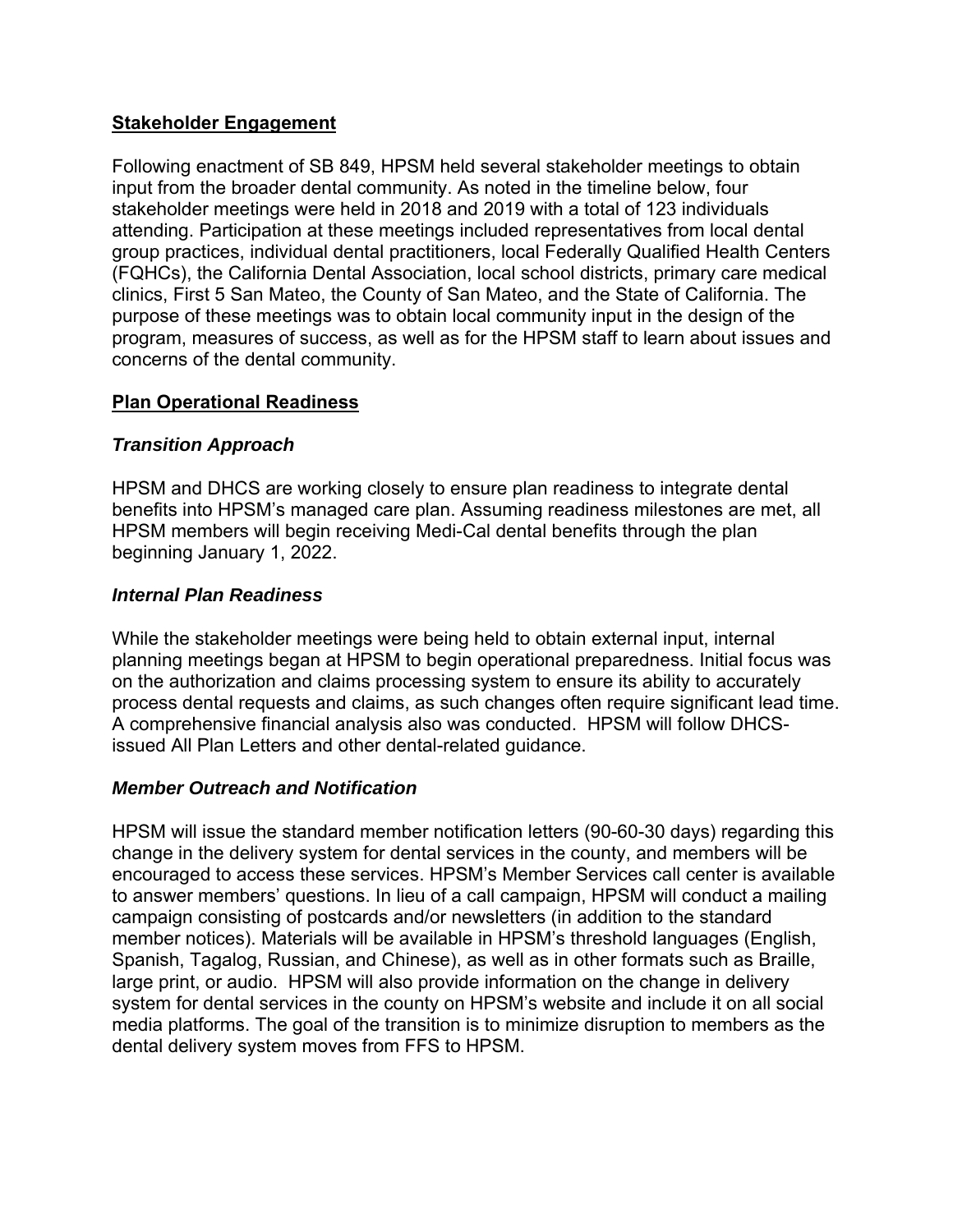**Stakeholder Engagement**

Following enactment of SB 849, HPSM held several stakeholder meetings to obtain input from the broader dental community. As noted in the timeline below, four stakeholder meetings were held in 2018 and 2019 with a total of 123 individuals attending. Participation at these meetings included representatives from local dental group practices, individual dental practitioners, local Federally Qualified Health Centers (FQHCs), the California Dental Association, local school districts, primary care medical clinics, First 5 San Mateo, the County of San Mateo, and the State of California. The purpose of these meetings was to obtain local community input in the design of the program, measures of success, as well as for the HPSM staff to learn about issues and concerns of the dental community.

**Plan Operational Readiness**

***Transition Approach***

HPSM and DHCS are working closely to ensure plan readiness to integrate dental benefits into HPSM's managed care plan. Assuming readiness milestones are met, all HPSM members will begin receiving Medi-Cal dental benefits through the plan beginning January 1, 2022.

***Internal Plan Readiness***

While the stakeholder meetings were being held to obtain external input, internal planning meetings began at HPSM to begin operational preparedness. Initial focus was on the authorization and claims processing system to ensure its ability to accurately process dental requests and claims, as such changes often require significant lead time. A comprehensive financial analysis also was conducted. HPSM will follow DHCS-issued All Plan Letters and other dental-related guidance.

***Member Outreach and Notification***

HPSM will issue the standard member notification letters (90-60-30 days) regarding this change in the delivery system for dental services in the county, and members will be encouraged to access these services. HPSM's Member Services call center is available to answer members' questions. In lieu of a call campaign, HPSM will conduct a mailing campaign consisting of postcards and/or newsletters (in addition to the standard member notices). Materials will be available in HPSM's threshold languages (English, Spanish, Tagalog, Russian, and Chinese), as well as in other formats such as Braille, large print, or audio. HPSM will also provide information on the change in delivery system for dental services in the county on HPSM's website and include it on all social media platforms. The goal of the transition is to minimize disruption to members as the dental delivery system moves from FFS to HPSM.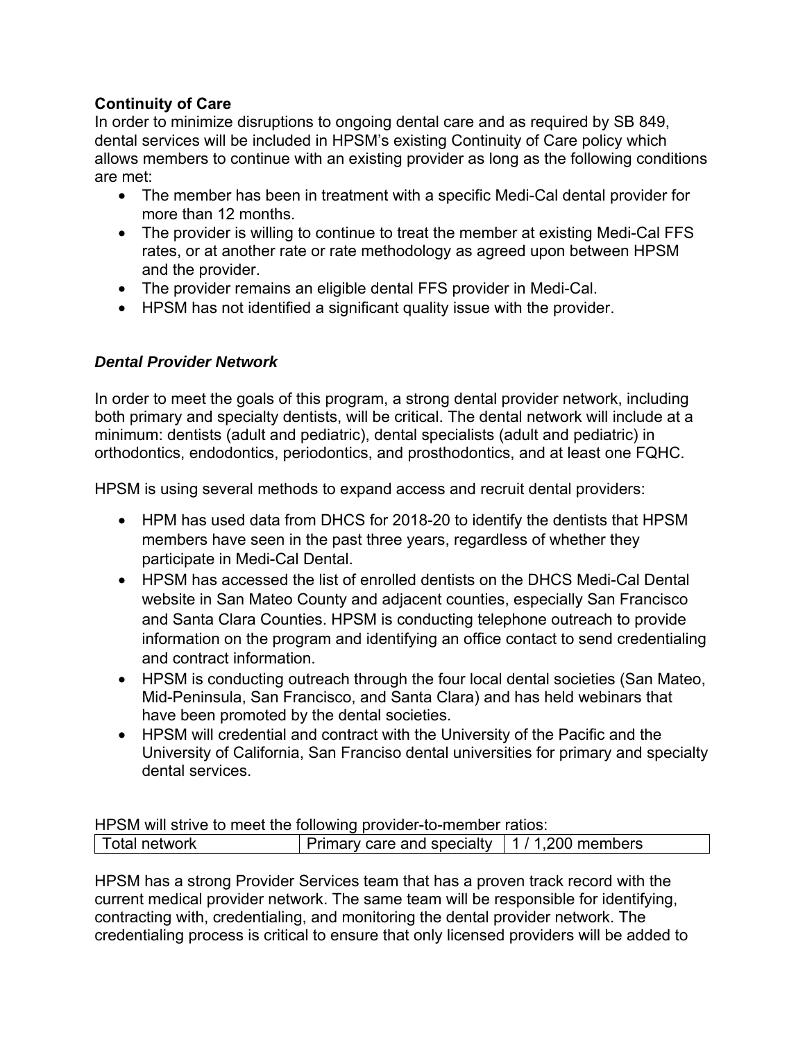**Continuity of Care**

In order to minimize disruptions to ongoing dental care and as required by SB 849, dental services will be included in HPSM's existing Continuity of Care policy which allows members to continue with an existing provider as long as the following conditions are met:

- The member has been in treatment with a specific Medi-Cal dental provider for more than 12 months.
- The provider is willing to continue to treat the member at existing Medi-Cal FFS rates, or at another rate or rate methodology as agreed upon between HPSM and the provider.
- The provider remains an eligible dental FFS provider in Medi-Cal.
- HPSM has not identified a significant quality issue with the provider.

***Dental Provider Network***

In order to meet the goals of this program, a strong dental provider network, including both primary and specialty dentists, will be critical. The dental network will include at a minimum: dentists (adult and pediatric), dental specialists (adult and pediatric) in orthodontics, endodontics, periodontics, and prosthodontics, and at least one FQHC.

HPSM is using several methods to expand access and recruit dental providers:

- HPM has used data from DHCS for 2018-20 to identify the dentists that HPSM members have seen in the past three years, regardless of whether they participate in Medi-Cal Dental.
- HPSM has accessed the list of enrolled dentists on the DHCS Medi-Cal Dental website in San Mateo County and adjacent counties, especially San Francisco and Santa Clara Counties. HPSM is conducting telephone outreach to provide information on the program and identifying an office contact to send credentialing and contract information.
- HPSM is conducting outreach through the four local dental societies (San Mateo, Mid-Peninsula, San Francisco, and Santa Clara) and has held webinars that have been promoted by the dental societies.
- HPSM will credential and contract with the University of the Pacific and the University of California, San Francisco dental universities for primary and specialty dental services.

HPSM will strive to meet the following provider-to-member ratios:

| Total network | Primary care and specialty | 1 / 1,200 members |
|---|---|---|

HPSM has a strong Provider Services team that has a proven track record with the current medical provider network. The same team will be responsible for identifying, contracting with, credentialing, and monitoring the dental provider network. The credentialing process is critical to ensure that only licensed providers will be added to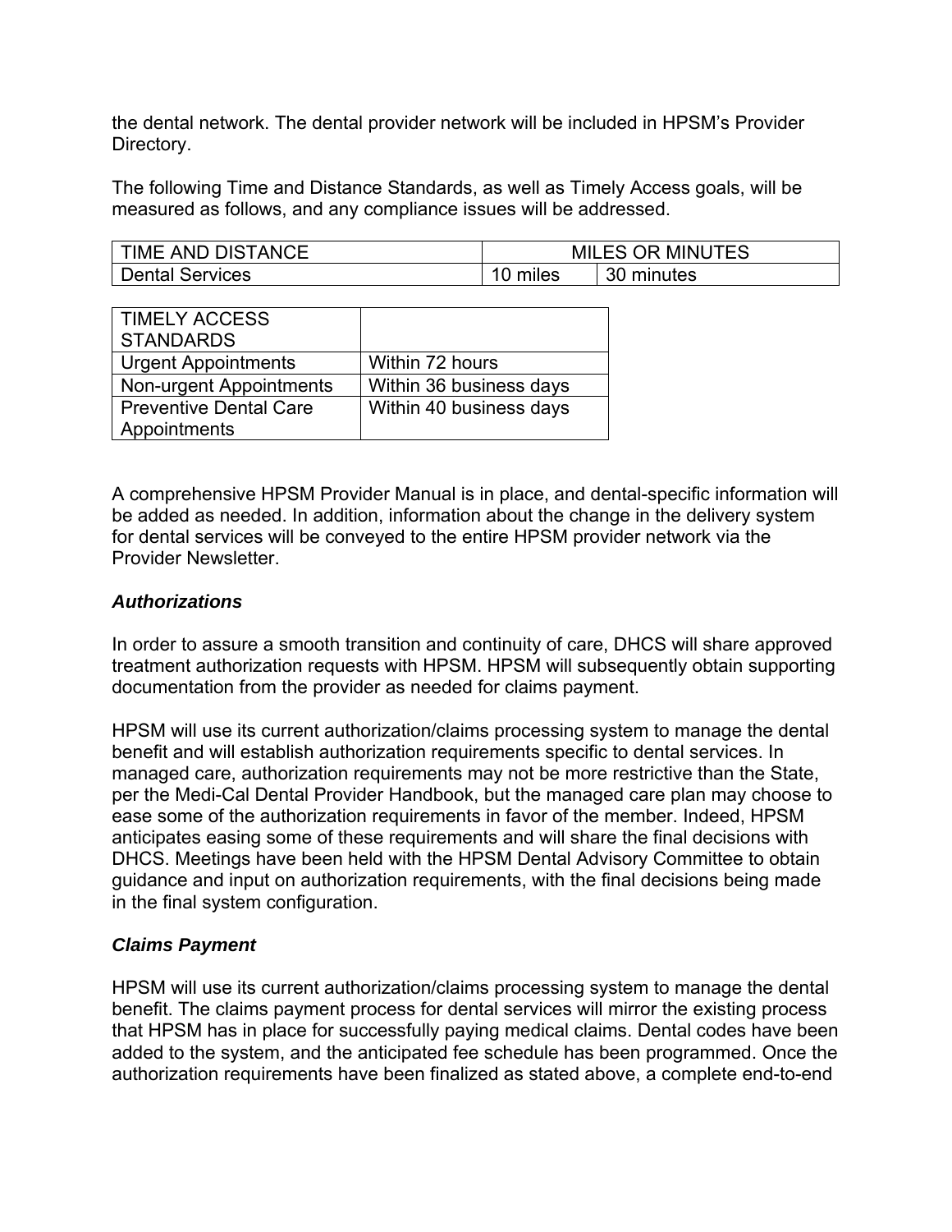the dental network. The dental provider network will be included in HPSM's Provider Directory.

The following Time and Distance Standards, as well as Timely Access goals, will be measured as follows, and any compliance issues will be addressed.

| TIME AND DISTANCE | MILES OR MINUTES | |
|---|---|---|
| Dental Services | 10 miles | 30 minutes |

| TIMELY ACCESS STANDARDS | |
|---|---|
| Urgent Appointments | Within 72 hours |
| Non-urgent Appointments | Within 36 business days |
| Preventive Dental Care Appointments | Within 40 business days |

A comprehensive HPSM Provider Manual is in place, and dental-specific information will be added as needed. In addition, information about the change in the delivery system for dental services will be conveyed to the entire HPSM provider network via the Provider Newsletter.

### *Authorizations*

In order to assure a smooth transition and continuity of care, DHCS will share approved treatment authorization requests with HPSM. HPSM will subsequently obtain supporting documentation from the provider as needed for claims payment.

HPSM will use its current authorization/claims processing system to manage the dental benefit and will establish authorization requirements specific to dental services. In managed care, authorization requirements may not be more restrictive than the State, per the Medi-Cal Dental Provider Handbook, but the managed care plan may choose to ease some of the authorization requirements in favor of the member. Indeed, HPSM anticipates easing some of these requirements and will share the final decisions with DHCS. Meetings have been held with the HPSM Dental Advisory Committee to obtain guidance and input on authorization requirements, with the final decisions being made in the final system configuration.

### *Claims Payment*

HPSM will use its current authorization/claims processing system to manage the dental benefit. The claims payment process for dental services will mirror the existing process that HPSM has in place for successfully paying medical claims. Dental codes have been added to the system, and the anticipated fee schedule has been programmed. Once the authorization requirements have been finalized as stated above, a complete end-to-end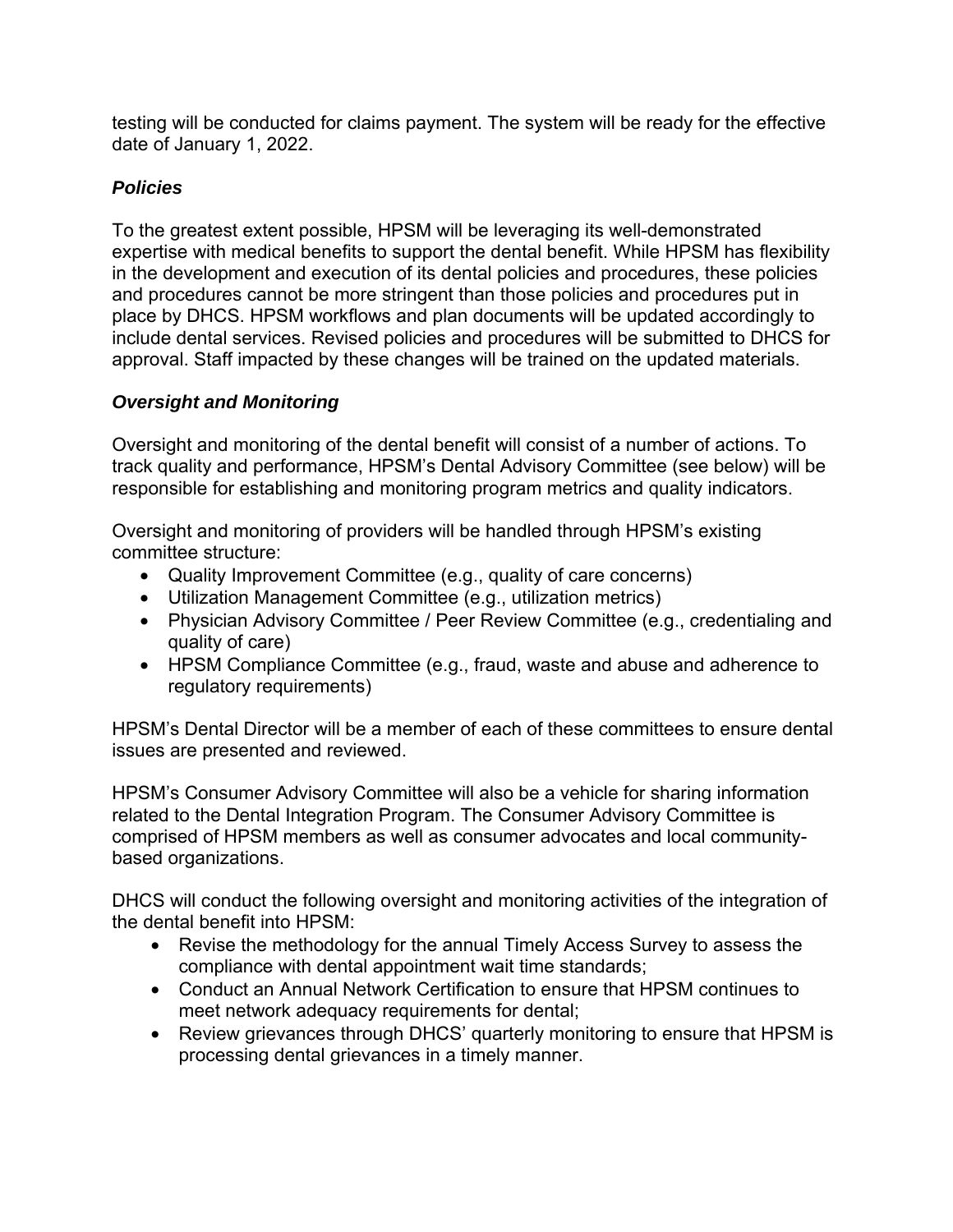testing will be conducted for claims payment. The system will be ready for the effective date of January 1, 2022.

### ***Policies***

To the greatest extent possible, HPSM will be leveraging its well-demonstrated expertise with medical benefits to support the dental benefit. While HPSM has flexibility in the development and execution of its dental policies and procedures, these policies and procedures cannot be more stringent than those policies and procedures put in place by DHCS. HPSM workflows and plan documents will be updated accordingly to include dental services. Revised policies and procedures will be submitted to DHCS for approval. Staff impacted by these changes will be trained on the updated materials.

### ***Oversight and Monitoring***

Oversight and monitoring of the dental benefit will consist of a number of actions. To track quality and performance, HPSM's Dental Advisory Committee (see below) will be responsible for establishing and monitoring program metrics and quality indicators.

Oversight and monitoring of providers will be handled through HPSM's existing committee structure:

- Quality Improvement Committee (e.g., quality of care concerns)
- Utilization Management Committee (e.g., utilization metrics)
- Physician Advisory Committee / Peer Review Committee (e.g., credentialing and quality of care)
- HPSM Compliance Committee (e.g., fraud, waste and abuse and adherence to regulatory requirements)

HPSM's Dental Director will be a member of each of these committees to ensure dental issues are presented and reviewed.

HPSM's Consumer Advisory Committee will also be a vehicle for sharing information related to the Dental Integration Program. The Consumer Advisory Committee is comprised of HPSM members as well as consumer advocates and local community-based organizations.

DHCS will conduct the following oversight and monitoring activities of the integration of the dental benefit into HPSM:

- Revise the methodology for the annual Timely Access Survey to assess the compliance with dental appointment wait time standards;
- Conduct an Annual Network Certification to ensure that HPSM continues to meet network adequacy requirements for dental;
- Review grievances through DHCS' quarterly monitoring to ensure that HPSM is processing dental grievances in a timely manner.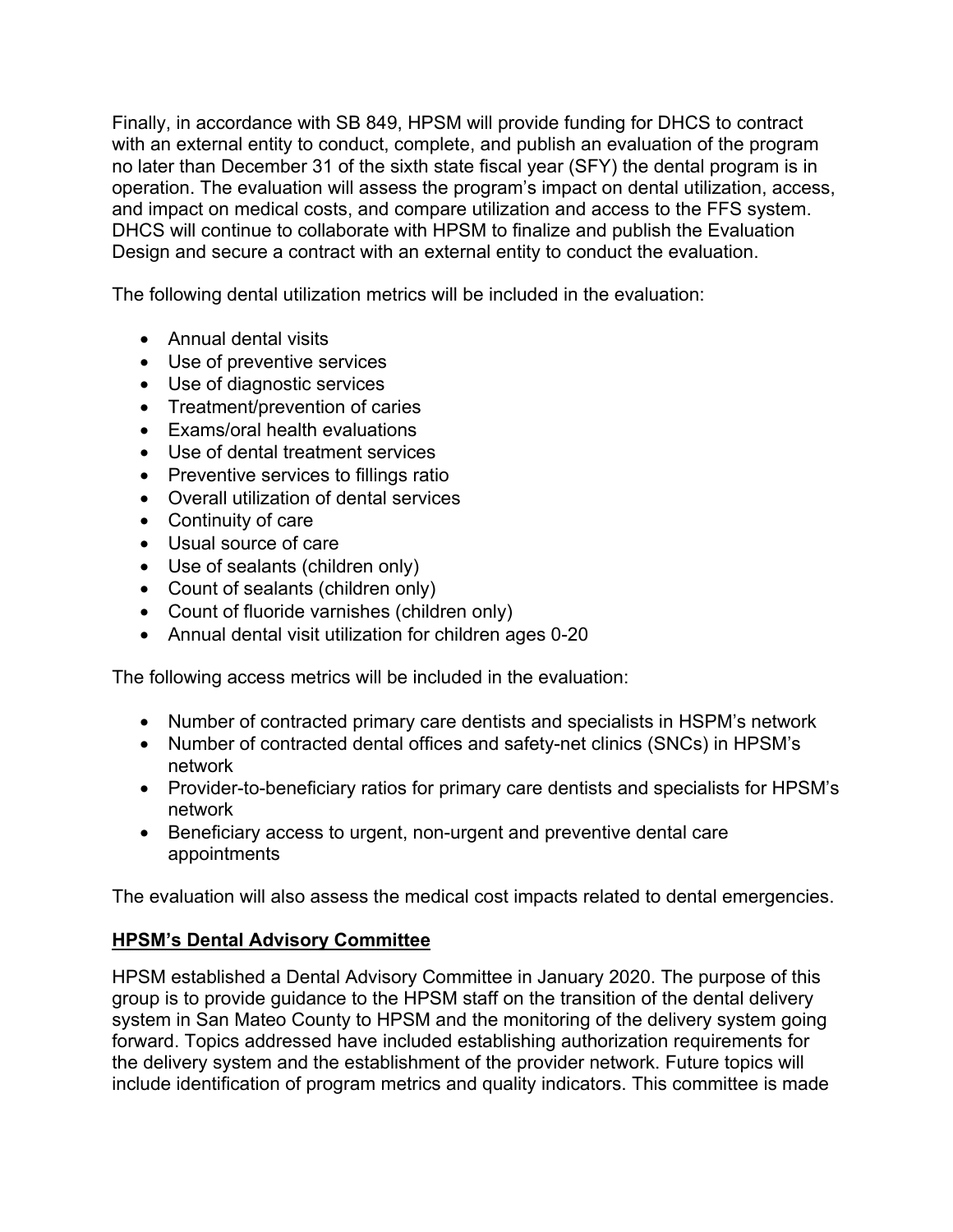Finally, in accordance with SB 849, HPSM will provide funding for DHCS to contract with an external entity to conduct, complete, and publish an evaluation of the program no later than December 31 of the sixth state fiscal year (SFY) the dental program is in operation. The evaluation will assess the program's impact on dental utilization, access, and impact on medical costs, and compare utilization and access to the FFS system. DHCS will continue to collaborate with HPSM to finalize and publish the Evaluation Design and secure a contract with an external entity to conduct the evaluation.

The following dental utilization metrics will be included in the evaluation:

- Annual dental visits
- Use of preventive services
- Use of diagnostic services
- Treatment/prevention of caries
- Exams/oral health evaluations
- Use of dental treatment services
- Preventive services to fillings ratio
- Overall utilization of dental services
- Continuity of care
- Usual source of care
- Use of sealants (children only)
- Count of sealants (children only)
- Count of fluoride varnishes (children only)
- Annual dental visit utilization for children ages 0-20

The following access metrics will be included in the evaluation:

- Number of contracted primary care dentists and specialists in HSPM's network
- Number of contracted dental offices and safety-net clinics (SNCs) in HPSM's network
- Provider-to-beneficiary ratios for primary care dentists and specialists for HPSM's network
- Beneficiary access to urgent, non-urgent and preventive dental care appointments

The evaluation will also assess the medical cost impacts related to dental emergencies.

## HPSM's Dental Advisory Committee

HPSM established a Dental Advisory Committee in January 2020. The purpose of this group is to provide guidance to the HPSM staff on the transition of the dental delivery system in San Mateo County to HPSM and the monitoring of the delivery system going forward. Topics addressed have included establishing authorization requirements for the delivery system and the establishment of the provider network. Future topics will include identification of program metrics and quality indicators. This committee is made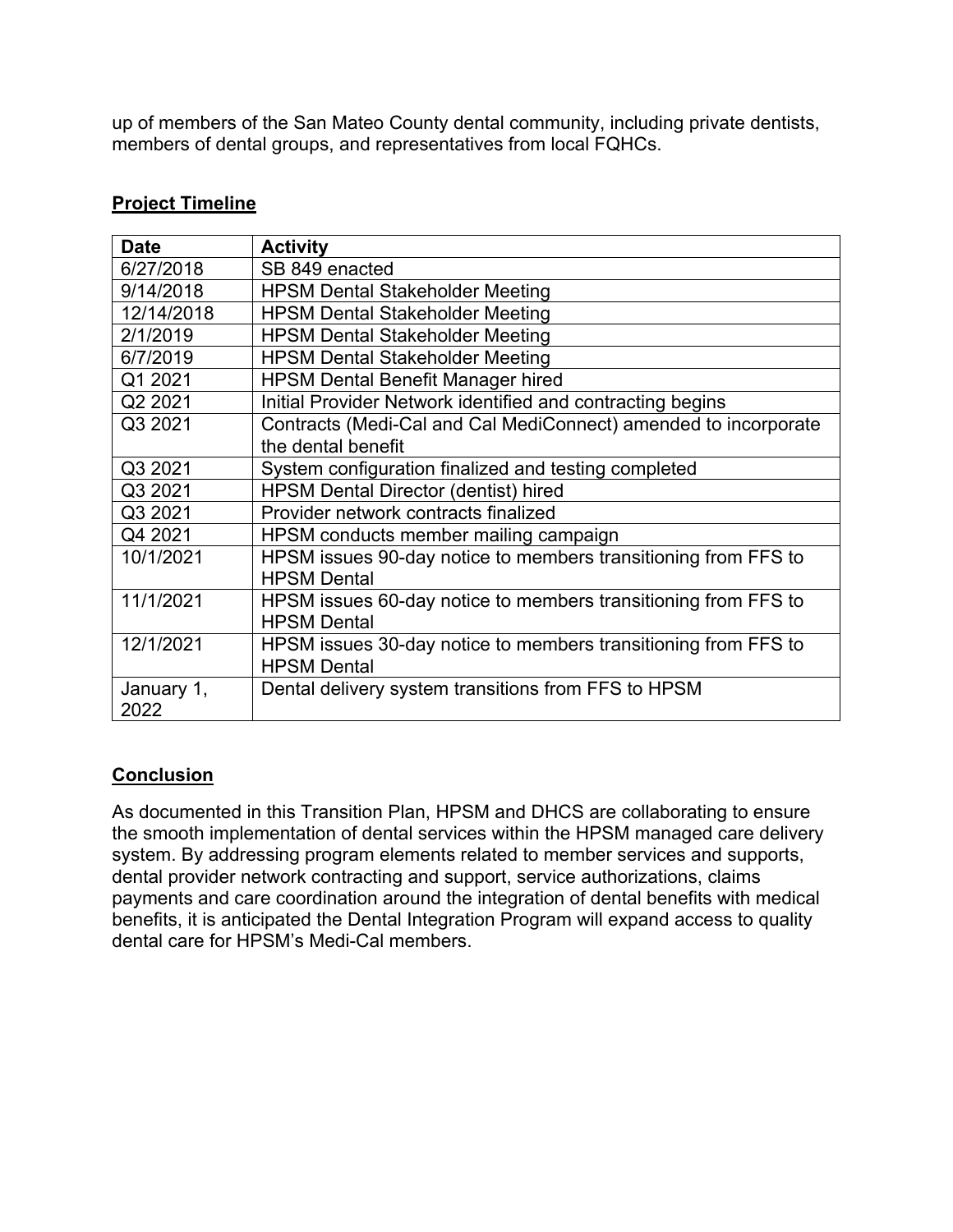up of members of the San Mateo County dental community, including private dentists, members of dental groups, and representatives from local FQHCs.

**Project Timeline**

| Date | Activity |
|---|---|
| 6/27/2018 | SB 849 enacted |
| 9/14/2018 | HPSM Dental Stakeholder Meeting |
| 12/14/2018 | HPSM Dental Stakeholder Meeting |
| 2/1/2019 | HPSM Dental Stakeholder Meeting |
| 6/7/2019 | HPSM Dental Stakeholder Meeting |
| Q1 2021 | HPSM Dental Benefit Manager hired |
| Q2 2021 | Initial Provider Network identified and contracting begins |
| Q3 2021 | Contracts (Medi-Cal and Cal MediConnect) amended to incorporate the dental benefit |
| Q3 2021 | System configuration finalized and testing completed |
| Q3 2021 | HPSM Dental Director (dentist) hired |
| Q3 2021 | Provider network contracts finalized |
| Q4 2021 | HPSM conducts member mailing campaign |
| 10/1/2021 | HPSM issues 90-day notice to members transitioning from FFS to HPSM Dental |
| 11/1/2021 | HPSM issues 60-day notice to members transitioning from FFS to HPSM Dental |
| 12/1/2021 | HPSM issues 30-day notice to members transitioning from FFS to HPSM Dental |
| January 1, 2022 | Dental delivery system transitions from FFS to HPSM |

**Conclusion**

As documented in this Transition Plan, HPSM and DHCS are collaborating to ensure the smooth implementation of dental services within the HPSM managed care delivery system. By addressing program elements related to member services and supports, dental provider network contracting and support, service authorizations, claims payments and care coordination around the integration of dental benefits with medical benefits, it is anticipated the Dental Integration Program will expand access to quality dental care for HPSM's Medi-Cal members.